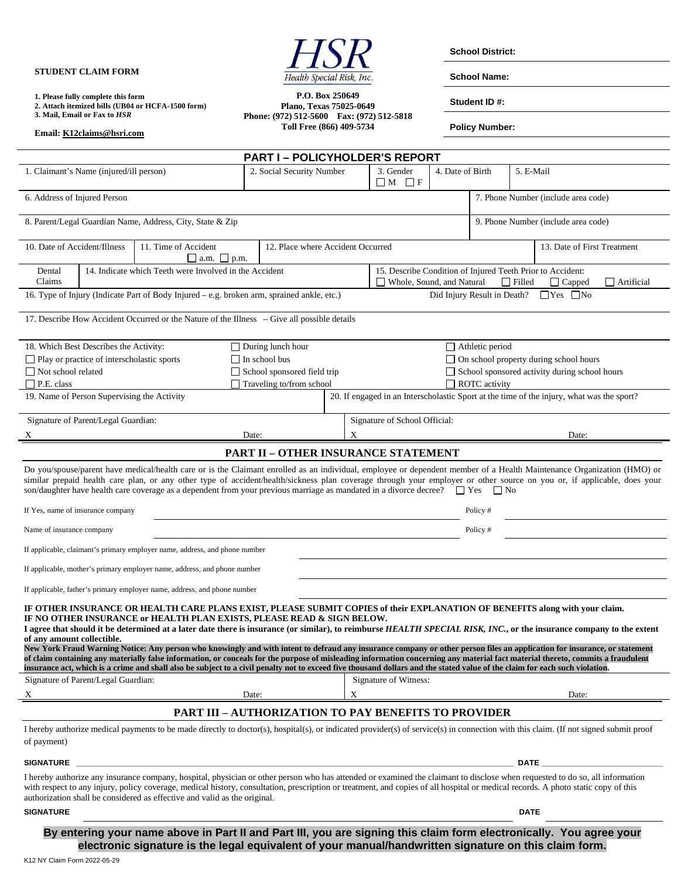**STUDENT CLAIM FORM**

**1. Please fully complete this form**
**2. Attach itemized bills (UB04 or HCFA-1500 form)**
**3. Mail, Email or Fax to *HSR***

**Email: K12claims@hsri.com**

*HSR*
Health Special Risk, Inc.

**P.O. Box 250649**
**Plano, Texas 75025-0649**
**Phone: (972) 512-5600 Fax: (972) 512-5818**
**Toll Free (866) 409-5734**

**School District:**

**School Name:**

**Student ID #:**

**Policy Number:**

## PART I – POLICYHOLDER'S REPORT

| 1. Claimant's Name (injured/ill person) | 2. Social Security Number | 3. Gender ☐ M ☐ F | 4. Date of Birth | 5. E-Mail |
|---|---|---|---|---|

| 6. Address of Injured Person | 7. Phone Number (include area code) |
|---|---|
| 8. Parent/Legal Guardian Name, Address, City, State & Zip | 9. Phone Number (include area code) |

| 10. Date of Accident/Illness | 11. Time of Accident ☐ a.m. ☐ p.m. | 12. Place where Accident Occurred | 13. Date of First Treatment |
|---|---|---|---|

| Dental Claims | 14. Indicate which Teeth were Involved in the Accident | 15. Describe Condition of Injured Teeth Prior to Accident: ☐ Whole, Sound, and Natural ☐ Filled ☐ Capped ☐ Artificial |
|---|---|---|

16. Type of Injury (Indicate Part of Body Injured – e.g. broken arm, sprained ankle, etc.) Did Injury Result in Death? ☐Yes ☐No

17. Describe How Accident Occurred or the Nature of the Illness – Give all possible details

| 18. Which Best Describes the Activity: | ☐ During lunch hour | ☐ Athletic period |
|---|---|---|
| ☐ Play or practice of interscholastic sports | ☐ In school bus | ☐ On school property during school hours |
| ☐ Not school related | ☐ School sponsored field trip | ☐ School sponsored activity during school hours |
| ☐ P.E. class | ☐ Traveling to/from school | ☐ ROTC activity |

| 19. Name of Person Supervising the Activity | 20. If engaged in an Interscholastic Sport at the time of the injury, what was the sport? |
|---|---|

| Signature of Parent/Legal Guardian: | | Signature of School Official: | |
|---|---|---|---|
| X | Date: | X | Date: |

## PART II – OTHER INSURANCE STATEMENT

Do you/spouse/parent have medical/health care or is the Claimant enrolled as an individual, employee or dependent member of a Health Maintenance Organization (HMO) or similar prepaid health care plan, or any other type of accident/health/sickness plan coverage through your employer or other source on you or, if applicable, does your son/daughter have health care coverage as a dependent from your previous marriage as mandated in a divorce decree? ☐ Yes ☐ No

If Yes, name of insurance company ______________________ Policy # ______________

Name of insurance company ______________________ Policy # ______________

If applicable, claimant's primary employer name, address, and phone number ______________________

If applicable, mother's primary employer name, address, and phone number ______________________

If applicable, father's primary employer name, address, and phone number ______________________

**IF OTHER INSURANCE OR HEALTH CARE PLANS EXIST, PLEASE SUBMIT COPIES of their EXPLANATION OF BENEFITS along with your claim.**
**IF NO OTHER INSURANCE or HEALTH PLAN EXISTS, PLEASE READ & SIGN BELOW.**
**I agree that should it be determined at a later date there is insurance (or similar), to reimburse *HEALTH SPECIAL RISK, INC.*, or the insurance company to the extent of any amount collectible.**
**New York Fraud Warning Notice: Any person who knowingly and with intent to defraud any insurance company or other person files an application for insurance, or statement of claim containing any materially false information, or conceals for the purpose of misleading information concerning any material fact material thereto, commits a fraudulent insurance act, which is a crime and shall also be subject to a civil penalty not to exceed five thousand dollars and the stated value of the claim for each such violation.**

| Signature of Parent/Legal Guardian: | | Signature of Witness: | |
|---|---|---|---|
| X | Date: | X | Date: |

## PART III – AUTHORIZATION TO PAY BENEFITS TO PROVIDER

I hereby authorize medical payments to be made directly to doctor(s), hospital(s), or indicated provider(s) of service(s) in connection with this claim. (If not signed submit proof of payment)

**SIGNATURE** ______________________ **DATE** ______________

I hereby authorize any insurance company, hospital, physician or other person who has attended or examined the claimant to disclose when requested to do so, all information with respect to any injury, policy coverage, medical history, consultation, prescription or treatment, and copies of all hospital or medical records. A photo static copy of this authorization shall be considered as effective and valid as the original.

**SIGNATURE** ______________________ **DATE** ______________

**By entering your name above in Part II and Part III, you are signing this claim form electronically. You agree your electronic signature is the legal equivalent of your manual/handwritten signature on this claim form.**

K12 NY Claim Form 2022-05-29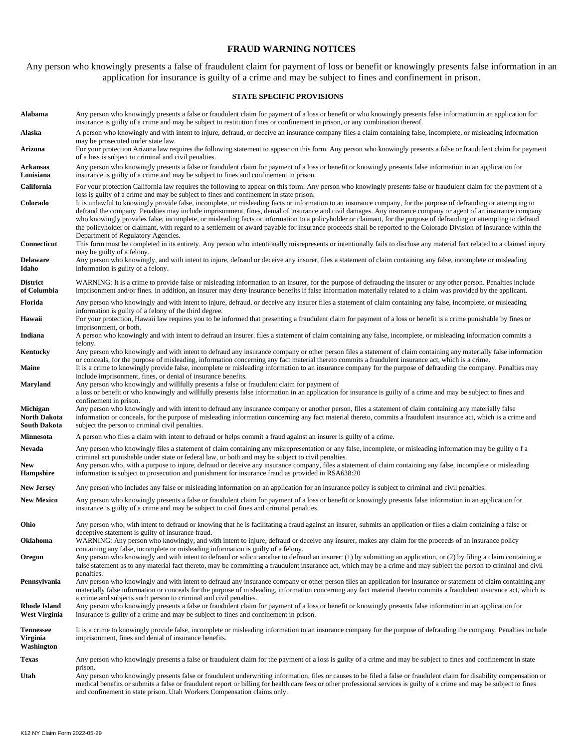# FRAUD WARNING NOTICES

Any person who knowingly presents a false of fraudulent claim for payment of loss or benefit or knowingly presents false information in an application for insurance is guilty of a crime and may be subject to fines and confinement in prison.

## STATE SPECIFIC PROVISIONS

| | |
|---|---|
| **Alabama** | Any person who knowingly presents a false or fraudulent claim for payment of a loss or benefit or who knowingly presents false information in an application for insurance is guilty of a crime and may be subject to restitution fines or confinement in prison, or any combination thereof. |
| **Alaska** | A person who knowingly and with intent to injure, defraud, or deceive an insurance company files a claim containing false, incomplete, or misleading information may be prosecuted under state law. |
| **Arizona** | For your protection Arizona law requires the following statement to appear on this form. Any person who knowingly presents a false or fraudulent claim for payment of a loss is subject to criminal and civil penalties. |
| **Arkansas Louisiana** | Any person who knowingly presents a false or fraudulent claim for payment of a loss or benefit or knowingly presents false information in an application for insurance is guilty of a crime and may be subject to fines and confinement in prison. |
| **California** | For your protection California law requires the following to appear on this form: Any person who knowingly presents false or fraudulent claim for the payment of a loss is guilty of a crime and may be subject to fines and confinement in state prison. |
| **Colorado** | It is unlawful to knowingly provide false, incomplete, or misleading facts or information to an insurance company, for the purpose of defrauding or attempting to defraud the company. Penalties may include imprisonment, fines, denial of insurance and civil damages. Any insurance company or agent of an insurance company who knowingly provides false, incomplete, or misleading facts or information to a policyholder or claimant, for the purpose of defrauding or attempting to defraud the policyholder or claimant, with regard to a settlement or award payable for insurance proceeds shall be reported to the Colorado Division of Insurance within the Department of Regulatory Agencies. |
| **Connecticut** | This form must be completed in its entirety. Any person who intentionally misrepresents or intentionally fails to disclose any material fact related to a claimed injury may be guilty of a felony. |
| **Delaware Idaho** | Any person who knowingly, and with intent to injure, defraud or deceive any insurer, files a statement of claim containing any false, incomplete or misleading information is guilty of a felony. |
| **District of Columbia** | WARNING: It is a crime to provide false or misleading information to an insurer, for the purpose of defrauding the insurer or any other person. Penalties include imprisonment and/or fines. In addition, an insurer may deny insurance benefits if false information materially related to a claim was provided by the applicant. |
| **Florida** | Any person who knowingly and with intent to injure, defraud, or deceive any insurer files a statement of claim containing any false, incomplete, or misleading information is guilty of a felony of the third degree. |
| **Hawaii** | For your protection, Hawaii law requires you to be informed that presenting a fraudulent claim for payment of a loss or benefit is a crime punishable by fines or imprisonment, or both. |
| **Indiana** | A person who knowingly and with intent to defraud an insurer. files a statement of claim containing any false, incomplete, or misleading information commits a felony. |
| **Kentucky** | Any person who knowingly and with intent to defraud any insurance company or other person files a statement of claim containing any materially false information or conceals, for the purpose of misleading, information concerning any fact material thereto commits a fraudulent insurance act, which is a crime. |
| **Maine** | It is a crime to knowingly provide false, incomplete or misleading information to an insurance company for the purpose of defrauding the company. Penalties may include imprisonment, fines, or denial of insurance benefits. |
| **Maryland** | Any person who knowingly and willfully presents a false or fraudulent claim for payment of a loss or benefit or who knowingly and willfully presents false information in an application for insurance is guilty of a crime and may be subject to fines and confinement in prison. |
| **Michigan North Dakota South Dakota** | Any person who knowingly and with intent to defraud any insurance company or another person, files a statement of claim containing any materially false information or conceals, for the purpose of misleading information concerning any fact material thereto, commits a fraudulent insurance act, which is a crime and subject the person to criminal civil penalties. |
| **Minnesota** | A person who files a claim with intent to defraud or helps commit a fraud against an insurer is guilty of a crime. |
| **Nevada** | Any person who knowingly files a statement of claim containing any misrepresentation or any false, incomplete, or misleading information may be guilty o f a criminal act punishable under state or federal law, or both and may be subject to civil penalties. |
| **New Hampshire** | Any person who, with a purpose to injure, defraud or deceive any insurance company, files a statement of claim containing any false, incomplete or misleading information is subject to prosecution and punishment for insurance fraud as provided in RSA638:20 |
| **New Jersey** | Any person who includes any false or misleading information on an application for an insurance policy is subject to criminal and civil penalties. |
| **New Mexico** | Any person who knowingly presents a false or fraudulent claim for payment of a loss or benefit or knowingly presents false information in an application for insurance is guilty of a crime and may be subject to civil fines and criminal penalties. |
| **Ohio** | Any person who, with intent to defraud or knowing that he is facilitating a fraud against an insurer, submits an application or files a claim containing a false or deceptive statement is guilty of insurance fraud. |
| **Oklahoma** | WARNING: Any person who knowingly, and with intent to injure, defraud or deceive any insurer, makes any claim for the proceeds of an insurance policy containing any false, incomplete or misleading information is guilty of a felony. |
| **Oregon** | Any person who knowingly and with intent to defraud or solicit another to defraud an insurer: (1) by submitting an application, or (2) by filing a claim containing a false statement as to any material fact thereto, may be committing a fraudulent insurance act, which may be a crime and may subject the person to criminal and civil penalties. |
| **Pennsylvania** | Any person who knowingly and with intent to defraud any insurance company or other person files an application for insurance or statement of claim containing any materially false information or conceals for the purpose of misleading, information concerning any fact material thereto commits a fraudulent insurance act, which is a crime and subjects such person to criminal and civil penalties. |
| **Rhode Island West Virginia** | Any person who knowingly presents a false or fraudulent claim for payment of a loss or benefit or knowingly presents false information in an application for insurance is guilty of a crime and may be subject to fines and confinement in prison. |
| **Tennessee Virginia Washington** | It is a crime to knowingly provide false, incomplete or misleading information to an insurance company for the purpose of defrauding the company. Penalties include imprisonment, fines and denial of insurance benefits. |
| **Texas** | Any person who knowingly presents a false or fraudulent claim for the payment of a loss is guilty of a crime and may be subject to fines and confinement in state prison. |
| **Utah** | Any person who knowingly presents false or fraudulent underwriting information, files or causes to be filed a false or fraudulent claim for disability compensation or medical benefits or submits a false or fraudulent report or billing for health care fees or other professional services is guilty of a crime and may be subject to fines and confinement in state prison. Utah Workers Compensation claims only. |

K12 NY Claim Form 2022-05-29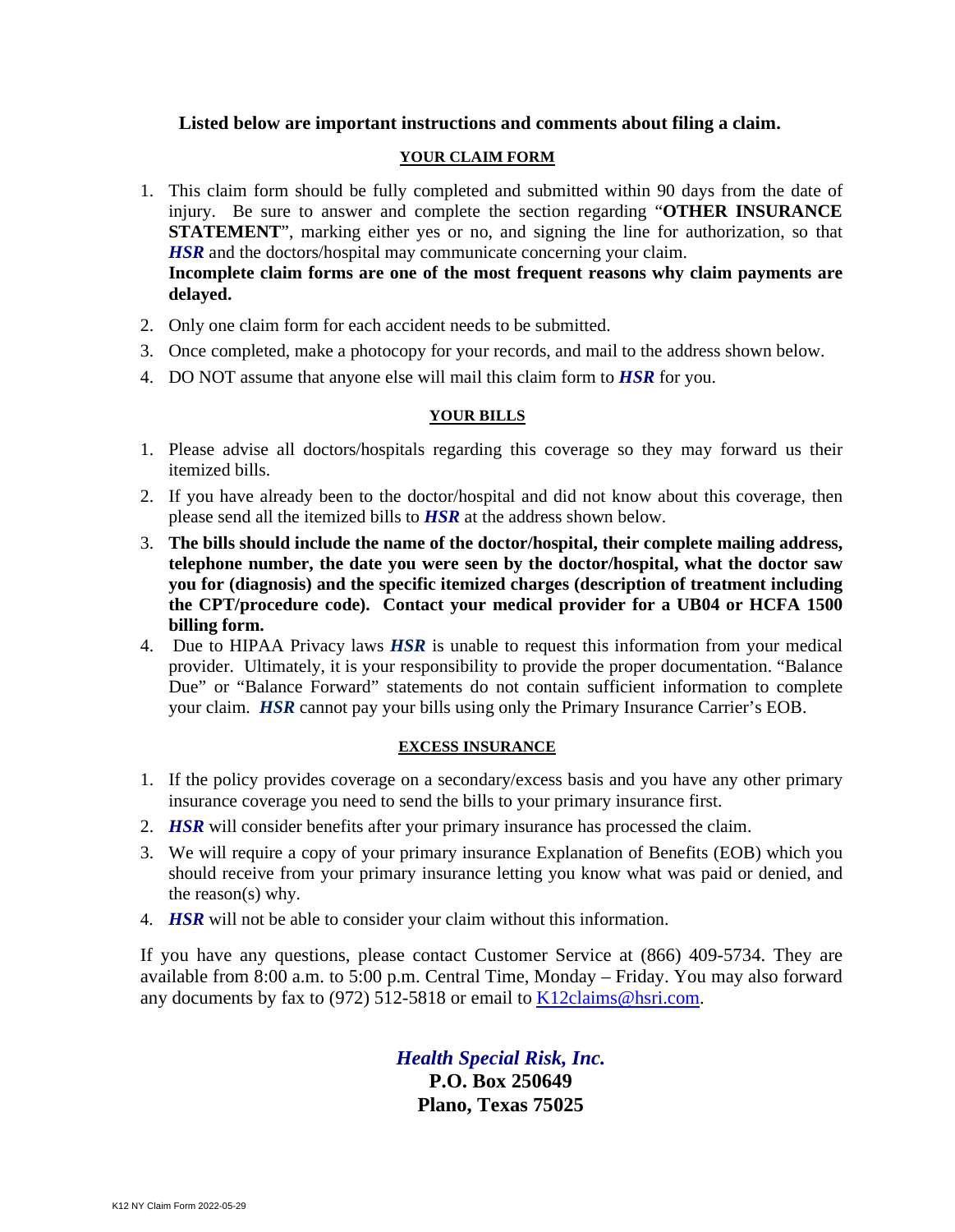**Listed below are important instructions and comments about filing a claim.**

## YOUR CLAIM FORM

1. This claim form should be fully completed and submitted within 90 days from the date of injury. Be sure to answer and complete the section regarding "**OTHER INSURANCE STATEMENT**", marking either yes or no, and signing the line for authorization, so that ***HSR*** and the doctors/hospital may communicate concerning your claim.
   **Incomplete claim forms are one of the most frequent reasons why claim payments are delayed.**
2. Only one claim form for each accident needs to be submitted.
3. Once completed, make a photocopy for your records, and mail to the address shown below.
4. DO NOT assume that anyone else will mail this claim form to ***HSR*** for you.

## YOUR BILLS

1. Please advise all doctors/hospitals regarding this coverage so they may forward us their itemized bills.
2. If you have already been to the doctor/hospital and did not know about this coverage, then please send all the itemized bills to ***HSR*** at the address shown below.
3. **The bills should include the name of the doctor/hospital, their complete mailing address, telephone number, the date you were seen by the doctor/hospital, what the doctor saw you for (diagnosis) and the specific itemized charges (description of treatment including the CPT/procedure code). Contact your medical provider for a UB04 or HCFA 1500 billing form.**
4. Due to HIPAA Privacy laws ***HSR*** is unable to request this information from your medical provider. Ultimately, it is your responsibility to provide the proper documentation. "Balance Due" or "Balance Forward" statements do not contain sufficient information to complete your claim. ***HSR*** cannot pay your bills using only the Primary Insurance Carrier's EOB.

## EXCESS INSURANCE

1. If the policy provides coverage on a secondary/excess basis and you have any other primary insurance coverage you need to send the bills to your primary insurance first.
2. ***HSR*** will consider benefits after your primary insurance has processed the claim.
3. We will require a copy of your primary insurance Explanation of Benefits (EOB) which you should receive from your primary insurance letting you know what was paid or denied, and the reason(s) why.
4. ***HSR*** will not be able to consider your claim without this information.

If you have any questions, please contact Customer Service at (866) 409-5734. They are available from 8:00 a.m. to 5:00 p.m. Central Time, Monday – Friday. You may also forward any documents by fax to (972) 512-5818 or email to K12claims@hsri.com.

***Health Special Risk, Inc.***
**P.O. Box 250649**
**Plano, Texas 75025**

K12 NY Claim Form 2022-05-29